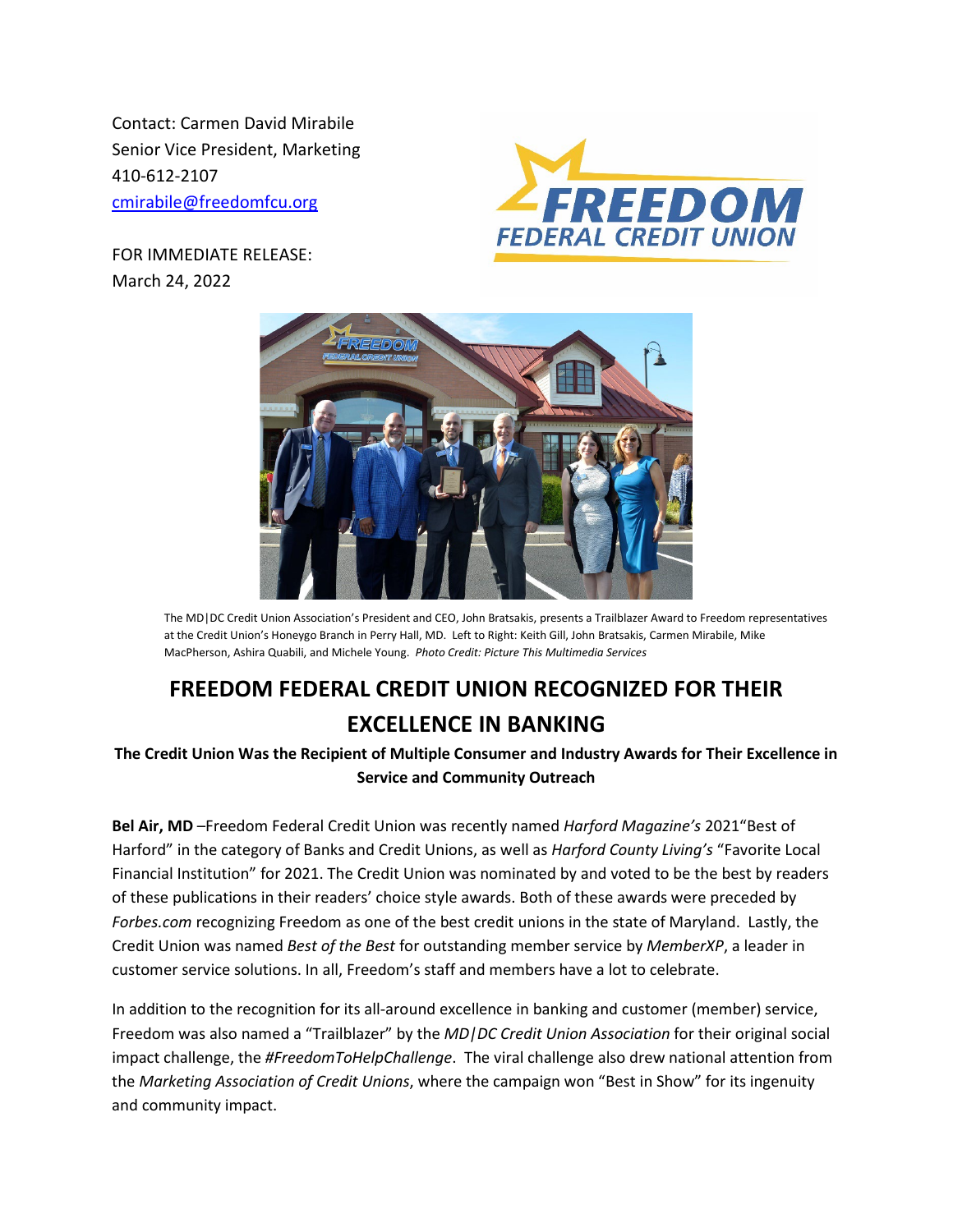Contact: Carmen David Mirabile
Senior Vice President, Marketing
410-612-2107
cmirabile@freedomfcu.org

FOR IMMEDIATE RELEASE:
March 24, 2022

The MD|DC Credit Union Association's President and CEO, John Bratsakis, presents a Trailblazer Award to Freedom representatives at the Credit Union's Honeygo Branch in Perry Hall, MD. Left to Right: Keith Gill, John Bratsakis, Carmen Mirabile, Mike MacPherson, Ashira Quabili, and Michele Young. *Photo Credit: Picture This Multimedia Services*

# FREEDOM FEDERAL CREDIT UNION RECOGNIZED FOR THEIR EXCELLENCE IN BANKING

**The Credit Union Was the Recipient of Multiple Consumer and Industry Awards for Their Excellence in Service and Community Outreach**

**Bel Air, MD** –Freedom Federal Credit Union was recently named *Harford Magazine's* 2021"Best of Harford" in the category of Banks and Credit Unions, as well as *Harford County Living's* "Favorite Local Financial Institution" for 2021. The Credit Union was nominated by and voted to be the best by readers of these publications in their readers' choice style awards. Both of these awards were preceded by *Forbes.com* recognizing Freedom as one of the best credit unions in the state of Maryland. Lastly, the Credit Union was named *Best of the Best* for outstanding member service by *MemberXP*, a leader in customer service solutions. In all, Freedom's staff and members have a lot to celebrate.

In addition to the recognition for its all-around excellence in banking and customer (member) service, Freedom was also named a "Trailblazer" by the *MD|DC Credit Union Association* for their original social impact challenge, the *#FreedomToHelpChallenge*. The viral challenge also drew national attention from the *Marketing Association of Credit Unions*, where the campaign won "Best in Show" for its ingenuity and community impact.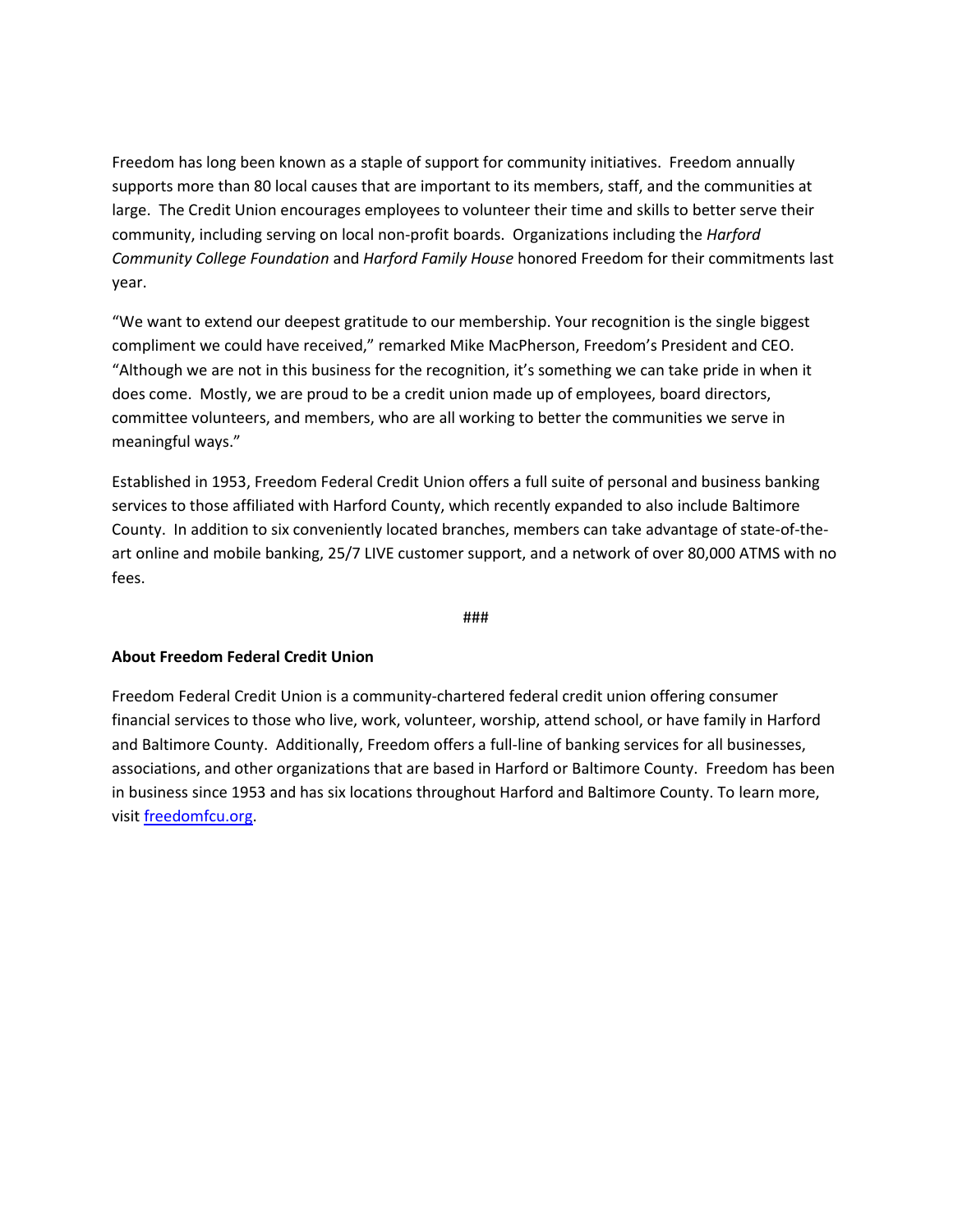Freedom has long been known as a staple of support for community initiatives. Freedom annually supports more than 80 local causes that are important to its members, staff, and the communities at large. The Credit Union encourages employees to volunteer their time and skills to better serve their community, including serving on local non-profit boards. Organizations including the *Harford Community College Foundation* and *Harford Family House* honored Freedom for their commitments last year.

"We want to extend our deepest gratitude to our membership. Your recognition is the single biggest compliment we could have received," remarked Mike MacPherson, Freedom's President and CEO. "Although we are not in this business for the recognition, it's something we can take pride in when it does come. Mostly, we are proud to be a credit union made up of employees, board directors, committee volunteers, and members, who are all working to better the communities we serve in meaningful ways."

Established in 1953, Freedom Federal Credit Union offers a full suite of personal and business banking services to those affiliated with Harford County, which recently expanded to also include Baltimore County. In addition to six conveniently located branches, members can take advantage of state-of-the-art online and mobile banking, 25/7 LIVE customer support, and a network of over 80,000 ATMS with no fees.

###

**About Freedom Federal Credit Union**

Freedom Federal Credit Union is a community-chartered federal credit union offering consumer financial services to those who live, work, volunteer, worship, attend school, or have family in Harford and Baltimore County. Additionally, Freedom offers a full-line of banking services for all businesses, associations, and other organizations that are based in Harford or Baltimore County. Freedom has been in business since 1953 and has six locations throughout Harford and Baltimore County. To learn more, visit [freedomfcu.org](freedomfcu.org).